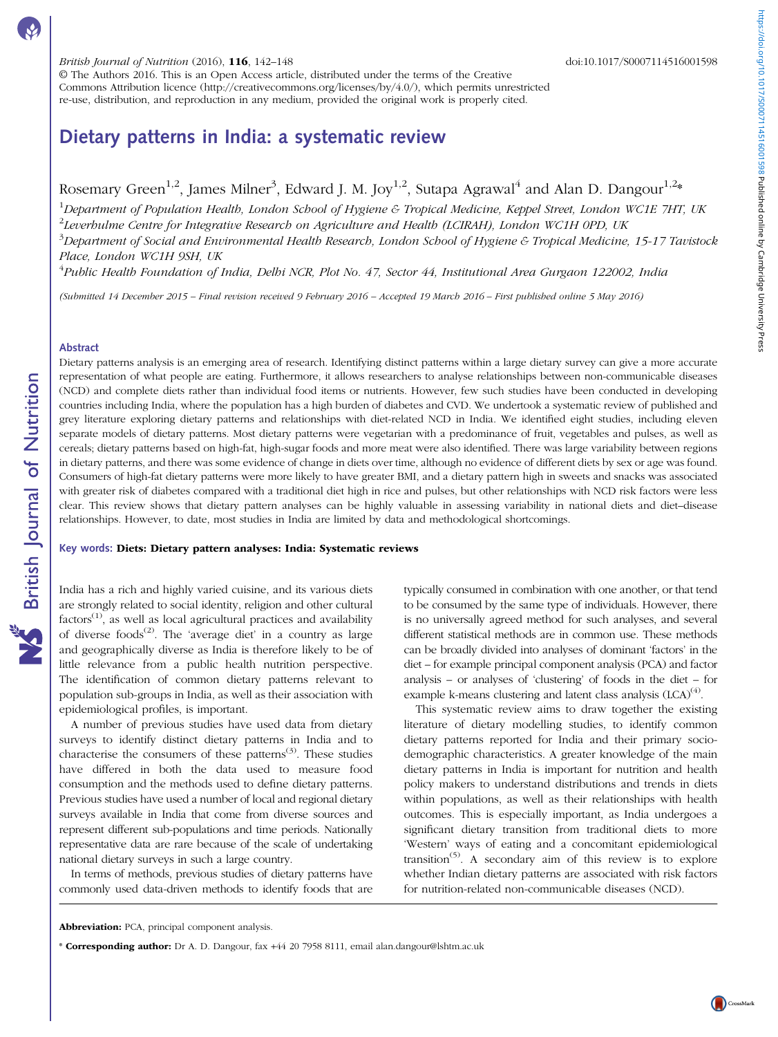© The Authors 2016. This is an Open Access article, distributed under the terms of the Creative Commons Attribution licence (http://creativecommons.org/licenses/by/4.0/), which permits unrestricted re-use, distribution, and reproduction in any medium, provided the original work is properly cited.

# Dietary patterns in India: a systematic review

Rosemary Green[1,2], James Milner[3], Edward J. M. Joy[1,2], Sutapa Agrawal[4] and Alan D. Dangour[1,2]*

[1]*Department of Population Health, London School of Hygiene & Tropical Medicine, Keppel Street, London WC1E 7HT, UK*
[2]*Leverhulme Centre for Integrative Research on Agriculture and Health (LCIRAH), London WC1H 0PD, UK*
[3]*Department of Social and Environmental Health Research, London School of Hygiene & Tropical Medicine, 15-17 Tavistock Place, London WC1H 9SH, UK*
[4]*Public Health Foundation of India, Delhi NCR, Plot No. 47, Sector 44, Institutional Area Gurgaon 122002, India*

*(Submitted 14 December 2015 – Final revision received 9 February 2016 – Accepted 19 March 2016 – First published online 5 May 2016)*

## Abstract

Dietary patterns analysis is an emerging area of research. Identifying distinct patterns within a large dietary survey can give a more accurate representation of what people are eating. Furthermore, it allows researchers to analyse relationships between non-communicable diseases (NCD) and complete diets rather than individual food items or nutrients. However, few such studies have been conducted in developing countries including India, where the population has a high burden of diabetes and CVD. We undertook a systematic review of published and grey literature exploring dietary patterns and relationships with diet-related NCD in India. We identified eight studies, including eleven separate models of dietary patterns. Most dietary patterns were vegetarian with a predominance of fruit, vegetables and pulses, as well as cereals; dietary patterns based on high-fat, high-sugar foods and more meat were also identified. There was large variability between regions in dietary patterns, and there was some evidence of change in diets over time, although no evidence of different diets by sex or age was found. Consumers of high-fat dietary patterns were more likely to have greater BMI, and a dietary pattern high in sweets and snacks was associated with greater risk of diabetes compared with a traditional diet high in rice and pulses, but other relationships with NCD risk factors were less clear. This review shows that dietary pattern analyses can be highly valuable in assessing variability in national diets and diet–disease relationships. However, to date, most studies in India are limited by data and methodological shortcomings.

**Key words:** **Diets: Dietary pattern analyses: India: Systematic reviews**

India has a rich and highly varied cuisine, and its various diets are strongly related to social identity, religion and other cultural factors[1], as well as local agricultural practices and availability of diverse foods[2]. The 'average diet' in a country as large and geographically diverse as India is therefore likely to be of little relevance from a public health nutrition perspective. The identification of common dietary patterns relevant to population sub-groups in India, as well as their association with epidemiological profiles, is important.

A number of previous studies have used data from dietary surveys to identify distinct dietary patterns in India and to characterise the consumers of these patterns[3]. These studies have differed in both the data used to measure food consumption and the methods used to define dietary patterns. Previous studies have used a number of local and regional dietary surveys available in India that come from diverse sources and represent different sub-populations and time periods. Nationally representative data are rare because of the scale of undertaking national dietary surveys in such a large country.

In terms of methods, previous studies of dietary patterns have commonly used data-driven methods to identify foods that are typically consumed in combination with one another, or that tend to be consumed by the same type of individuals. However, there is no universally agreed method for such analyses, and several different statistical methods are in common use. These methods can be broadly divided into analyses of dominant 'factors' in the diet – for example principal component analysis (PCA) and factor analysis – or analyses of 'clustering' of foods in the diet – for example k-means clustering and latent class analysis (LCA)[4].

This systematic review aims to draw together the existing literature of dietary modelling studies, to identify common dietary patterns reported for India and their primary socio-demographic characteristics. A greater knowledge of the main dietary patterns in India is important for nutrition and health policy makers to understand distributions and trends in diets within populations, as well as their relationships with health outcomes. This is especially important, as India undergoes a significant dietary transition from traditional diets to more 'Western' ways of eating and a concomitant epidemiological transition[5]. A secondary aim of this review is to explore whether Indian dietary patterns are associated with risk factors for nutrition-related non-communicable diseases (NCD).

**Abbreviation:** PCA, principal component analysis.

* **Corresponding author:** Dr A. D. Dangour, fax +44 20 7958 8111, email alan.dangour@lshtm.ac.uk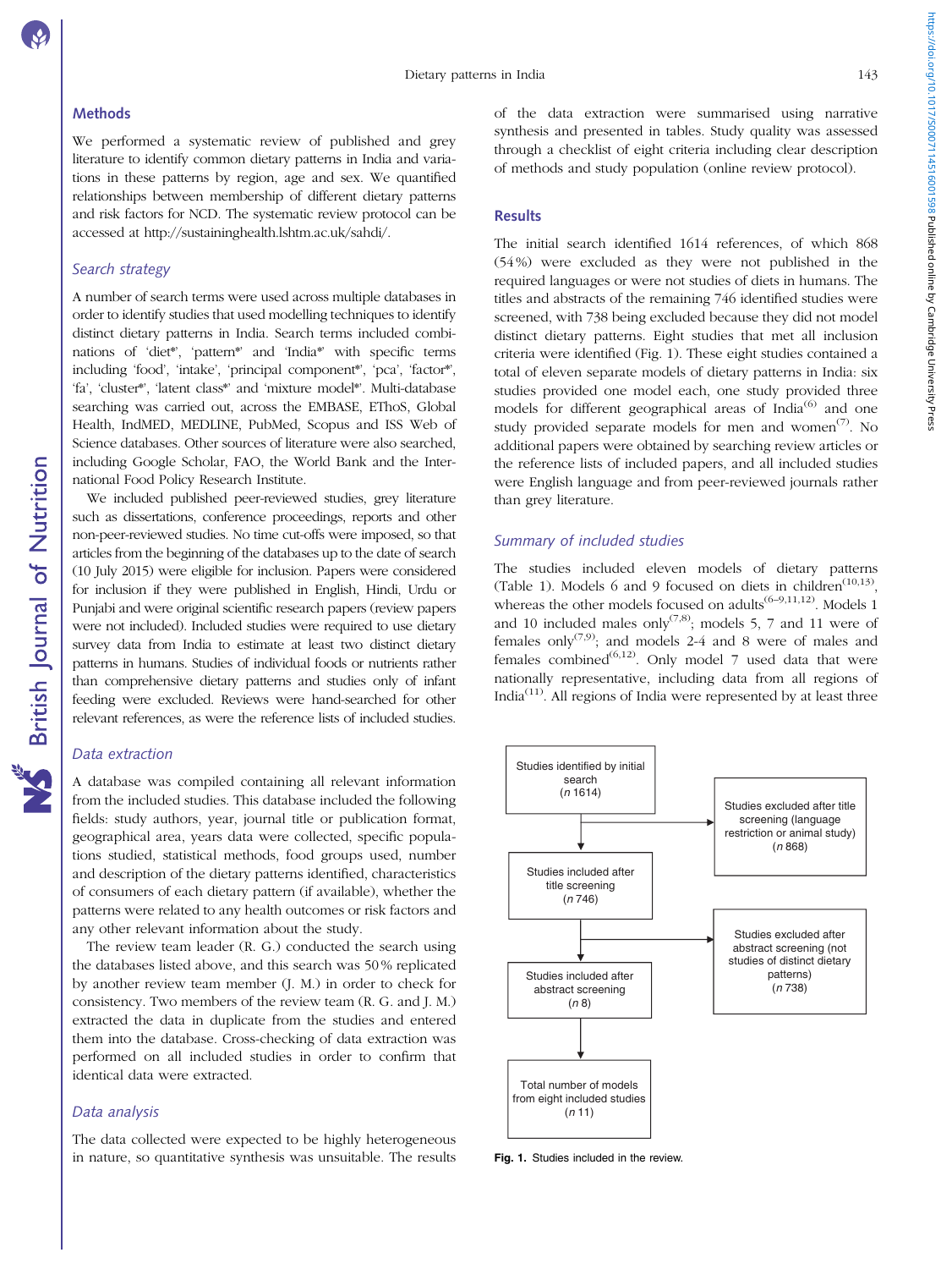## Methods

We performed a systematic review of published and grey literature to identify common dietary patterns in India and variations in these patterns by region, age and sex. We quantified relationships between membership of different dietary patterns and risk factors for NCD. The systematic review protocol can be accessed at http://sustaininghealth.lshtm.ac.uk/sahdi/.

### Search strategy

A number of search terms were used across multiple databases in order to identify studies that used modelling techniques to identify distinct dietary patterns in India. Search terms included combinations of 'diet*', 'pattern*' and 'India*' with specific terms including 'food', 'intake', 'principal component*', 'pca', 'factor*', 'fa', 'cluster*', 'latent class*' and 'mixture model*'. Multi-database searching was carried out, across the EMBASE, EThoS, Global Health, IndMED, MEDLINE, PubMed, Scopus and ISS Web of Science databases. Other sources of literature were also searched, including Google Scholar, FAO, the World Bank and the International Food Policy Research Institute.

We included published peer-reviewed studies, grey literature such as dissertations, conference proceedings, reports and other non-peer-reviewed studies. No time cut-offs were imposed, so that articles from the beginning of the databases up to the date of search (10 July 2015) were eligible for inclusion. Papers were considered for inclusion if they were published in English, Hindi, Urdu or Punjabi and were original scientific research papers (review papers were not included). Included studies were required to use dietary survey data from India to estimate at least two distinct dietary patterns in humans. Studies of individual foods or nutrients rather than comprehensive dietary patterns and studies only of infant feeding were excluded. Reviews were hand-searched for other relevant references, as were the reference lists of included studies.

### Data extraction

A database was compiled containing all relevant information from the included studies. This database included the following fields: study authors, year, journal title or publication format, geographical area, years data were collected, specific populations studied, statistical methods, food groups used, number and description of the dietary patterns identified, characteristics of consumers of each dietary pattern (if available), whether the patterns were related to any health outcomes or risk factors and any other relevant information about the study.

The review team leader (R. G.) conducted the search using the databases listed above, and this search was 50 % replicated by another review team member (J. M.) in order to check for consistency. Two members of the review team (R. G. and J. M.) extracted the data in duplicate from the studies and entered them into the database. Cross-checking of data extraction was performed on all included studies in order to confirm that identical data were extracted.

### Data analysis

The data collected were expected to be highly heterogeneous in nature, so quantitative synthesis was unsuitable. The results of the data extraction were summarised using narrative synthesis and presented in tables. Study quality was assessed through a checklist of eight criteria including clear description of methods and study population (online review protocol).

## Results

The initial search identified 1614 references, of which 868 (54 %) were excluded as they were not published in the required languages or were not studies of diets in humans. The titles and abstracts of the remaining 746 identified studies were screened, with 738 being excluded because they did not model distinct dietary patterns. Eight studies that met all inclusion criteria were identified (Fig. 1). These eight studies contained a total of eleven separate models of dietary patterns in India: six studies provided one model each, one study provided three models for different geographical areas of India[6] and one study provided separate models for men and women[7]. No additional papers were obtained by searching review articles or the reference lists of included papers, and all included studies were English language and from peer-reviewed journals rather than grey literature.

### Summary of included studies

The studies included eleven models of dietary patterns (Table 1). Models 6 and 9 focused on diets in children[10,13], whereas the other models focused on adults[6–9,11,12]. Models 1 and 10 included males only[7,8]; models 5, 7 and 11 were of females only[7,9]; and models 2-4 and 8 were of males and females combined[6,12]. Only model 7 used data that were nationally representative, including data from all regions of India[11]. All regions of India were represented by at least three

Studies identified by initial search
(n 1614)

Studies excluded after title screening (language restriction or animal study)
(n 868)

Studies included after title screening
(n 746)

Studies excluded after abstract screening (not studies of distinct dietary patterns)
(n 738)

Studies included after abstract screening
(n 8)

Total number of models from eight included studies
(n 11)

**Fig. 1.** Studies included in the review.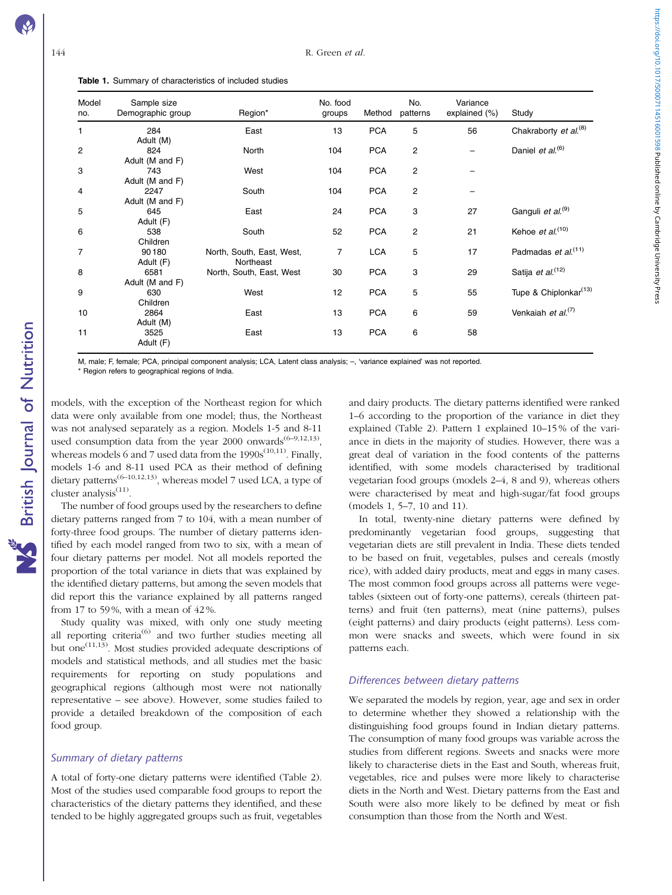**Table 1.** Summary of characteristics of included studies

| Model no. | Sample size Demographic group | Region* | No. food groups | Method | No. patterns | Variance explained (%) | Study |
|---|---|---|---|---|---|---|---|
| 1 | 284 Adult (M) | East | 13 | PCA | 5 | 56 | Chakraborty *et al.*[8] |
| 2 | 824 Adult (M and F) | North | 104 | PCA | 2 | – | Daniel *et al.*[6] |
| 3 | 743 Adult (M and F) | West | 104 | PCA | 2 | – | |
| 4 | 2247 Adult (M and F) | South | 104 | PCA | 2 | – | |
| 5 | 645 Adult (F) | East | 24 | PCA | 3 | 27 | Ganguli *et al.*[9] |
| 6 | 538 Children | South | 52 | PCA | 2 | 21 | Kehoe *et al.*[10] |
| 7 | 90 180 Adult (F) | North, South, East, West, Northeast | 7 | LCA | 5 | 17 | Padmadas *et al.*[11] |
| 8 | 6581 Adult (M and F) | North, South, East, West | 30 | PCA | 3 | 29 | Satija *et al.*[12] |
| 9 | 630 Children | West | 12 | PCA | 5 | 55 | Tupe & Chiplonkar[13] |
| 10 | 2864 Adult (M) | East | 13 | PCA | 6 | 59 | Venkaiah *et al.*[7] |
| 11 | 3525 Adult (F) | East | 13 | PCA | 6 | 58 | |

M, male; F, female; PCA, principal component analysis; LCA, Latent class analysis; –, 'variance explained' was not reported.
* Region refers to geographical regions of India.

models, with the exception of the Northeast region for which data were only available from one model; thus, the Northeast was not analysed separately as a region. Models 1-5 and 8-11 used consumption data from the year 2000 onwards[6–9,12,13], whereas models 6 and 7 used data from the 1990s[10,11]. Finally, models 1-6 and 8-11 used PCA as their method of defining dietary patterns[6–10,12,13], whereas model 7 used LCA, a type of cluster analysis[11].

The number of food groups used by the researchers to define dietary patterns ranged from 7 to 104, with a mean number of forty-three food groups. The number of dietary patterns identified by each model ranged from two to six, with a mean of four dietary patterns per model. Not all models reported the proportion of the total variance in diets that was explained by the identified dietary patterns, but among the seven models that did report this the variance explained by all patterns ranged from 17 to 59 %, with a mean of 42 %.

Study quality was mixed, with only one study meeting all reporting criteria[6] and two further studies meeting all but one[11,13]. Most studies provided adequate descriptions of models and statistical methods, and all studies met the basic requirements for reporting on study populations and geographical regions (although most were not nationally representative – see above). However, some studies failed to provide a detailed breakdown of the composition of each food group.

### Summary of dietary patterns

A total of forty-one dietary patterns were identified (Table 2). Most of the studies used comparable food groups to report the characteristics of the dietary patterns they identified, and these tended to be highly aggregated groups such as fruit, vegetables and dairy products. The dietary patterns identified were ranked 1–6 according to the proportion of the variance in diet they explained (Table 2). Pattern 1 explained 10–15 % of the variance in diets in the majority of studies. However, there was a great deal of variation in the food contents of the patterns identified, with some models characterised by traditional vegetarian food groups (models 2–4, 8 and 9), whereas others were characterised by meat and high-sugar/fat food groups (models 1, 5–7, 10 and 11).

In total, twenty-nine dietary patterns were defined by predominantly vegetarian food groups, suggesting that vegetarian diets are still prevalent in India. These diets tended to be based on fruit, vegetables, pulses and cereals (mostly rice), with added dairy products, meat and eggs in many cases. The most common food groups across all patterns were vegetables (sixteen out of forty-one patterns), cereals (thirteen patterns) and fruit (ten patterns), meat (nine patterns), pulses (eight patterns) and dairy products (eight patterns). Less common were snacks and sweets, which were found in six patterns each.

### Differences between dietary patterns

We separated the models by region, year, age and sex in order to determine whether they showed a relationship with the distinguishing food groups found in Indian dietary patterns. The consumption of many food groups was variable across the studies from different regions. Sweets and snacks were more likely to characterise diets in the East and South, whereas fruit, vegetables, rice and pulses were more likely to characterise diets in the North and West. Dietary patterns from the East and South were also more likely to be defined by meat or fish consumption than those from the North and West.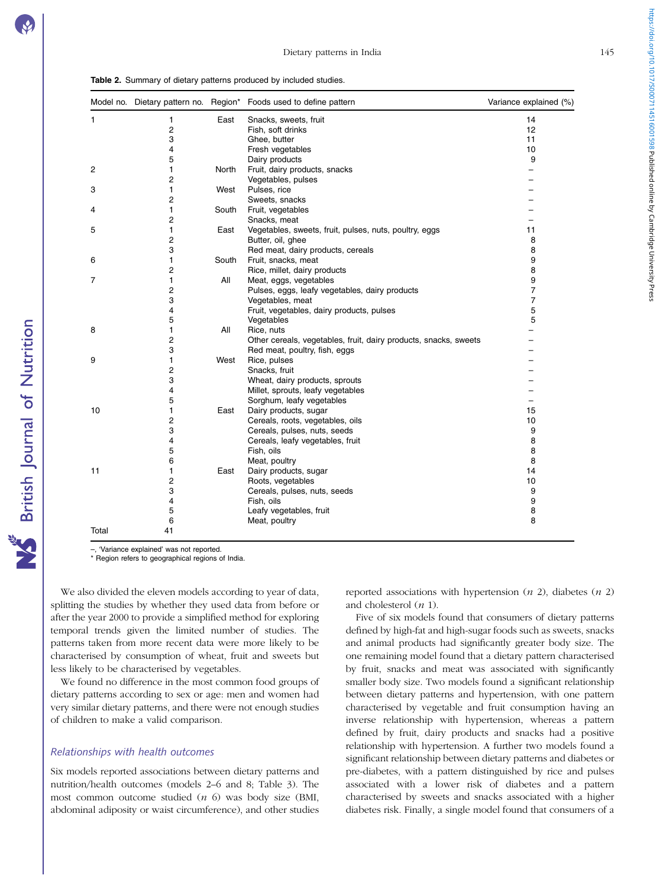**Table 2.** Summary of dietary patterns produced by included studies.

| Model no. | Dietary pattern no. | Region* | Foods used to define pattern | Variance explained (%) |
|---|---|---|---|---|
| 1 | 1 | East | Snacks, sweets, fruit | 14 |
| | 2 | | Fish, soft drinks | 12 |
| | 3 | | Ghee, butter | 11 |
| | 4 | | Fresh vegetables | 10 |
| | 5 | | Dairy products | 9 |
| 2 | 1 | North | Fruit, dairy products, snacks | – |
| | 2 | | Vegetables, pulses | – |
| 3 | 1 | West | Pulses, rice | – |
| | 2 | | Sweets, snacks | – |
| 4 | 1 | South | Fruit, vegetables | – |
| | 2 | | Snacks, meat | – |
| 5 | 1 | East | Vegetables, sweets, fruit, pulses, nuts, poultry, eggs | 11 |
| | 2 | | Butter, oil, ghee | 8 |
| | 3 | | Red meat, dairy products, cereals | 8 |
| 6 | 1 | South | Fruit, snacks, meat | 9 |
| | 2 | | Rice, millet, dairy products | 8 |
| 7 | 1 | All | Meat, eggs, vegetables | 9 |
| | 2 | | Pulses, eggs, leafy vegetables, dairy products | 7 |
| | 3 | | Vegetables, meat | 7 |
| | 4 | | Fruit, vegetables, dairy products, pulses | 5 |
| | 5 | | Vegetables | 5 |
| 8 | 1 | All | Rice, nuts | – |
| | 2 | | Other cereals, vegetables, fruit, dairy products, snacks, sweets | – |
| | 3 | | Red meat, poultry, fish, eggs | – |
| 9 | 1 | West | Rice, pulses | – |
| | 2 | | Snacks, fruit | – |
| | 3 | | Wheat, dairy products, sprouts | – |
| | 4 | | Millet, sprouts, leafy vegetables | – |
| | 5 | | Sorghum, leafy vegetables | – |
| 10 | 1 | East | Dairy products, sugar | 15 |
| | 2 | | Cereals, roots, vegetables, oils | 10 |
| | 3 | | Cereals, pulses, nuts, seeds | 9 |
| | 4 | | Cereals, leafy vegetables, fruit | 8 |
| | 5 | | Fish, oils | 8 |
| | 6 | | Meat, poultry | 8 |
| 11 | 1 | East | Dairy products, sugar | 14 |
| | 2 | | Roots, vegetables | 10 |
| | 3 | | Cereals, pulses, nuts, seeds | 9 |
| | 4 | | Fish, oils | 9 |
| | 5 | | Leafy vegetables, fruit | 8 |
| | 6 | | Meat, poultry | 8 |
| Total | 41 | | | |

–, 'Variance explained' was not reported.
\* Region refers to geographical regions of India.

We also divided the eleven models according to year of data, splitting the studies by whether they used data from before or after the year 2000 to provide a simplified method for exploring temporal trends given the limited number of studies. The patterns taken from more recent data were more likely to be characterised by consumption of wheat, fruit and sweets but less likely to be characterised by vegetables.

We found no difference in the most common food groups of dietary patterns according to sex or age: men and women had very similar dietary patterns, and there were not enough studies of children to make a valid comparison.

### *Relationships with health outcomes*

Six models reported associations between dietary patterns and nutrition/health outcomes (models 2–6 and 8; Table 3). The most common outcome studied (*n* 6) was body size (BMI, abdominal adiposity or waist circumference), and other studies reported associations with hypertension (*n* 2), diabetes (*n* 2) and cholesterol (*n* 1).

Five of six models found that consumers of dietary patterns defined by high-fat and high-sugar foods such as sweets, snacks and animal products had significantly greater body size. The one remaining model found that a dietary pattern characterised by fruit, snacks and meat was associated with significantly smaller body size. Two models found a significant relationship between dietary patterns and hypertension, with one pattern characterised by vegetable and fruit consumption having an inverse relationship with hypertension, whereas a pattern defined by fruit, dairy products and snacks had a positive relationship with hypertension. A further two models found a significant relationship between dietary patterns and diabetes or pre-diabetes, with a pattern distinguished by rice and pulses associated with a lower risk of diabetes and a pattern characterised by sweets and snacks associated with a higher diabetes risk. Finally, a single model found that consumers of a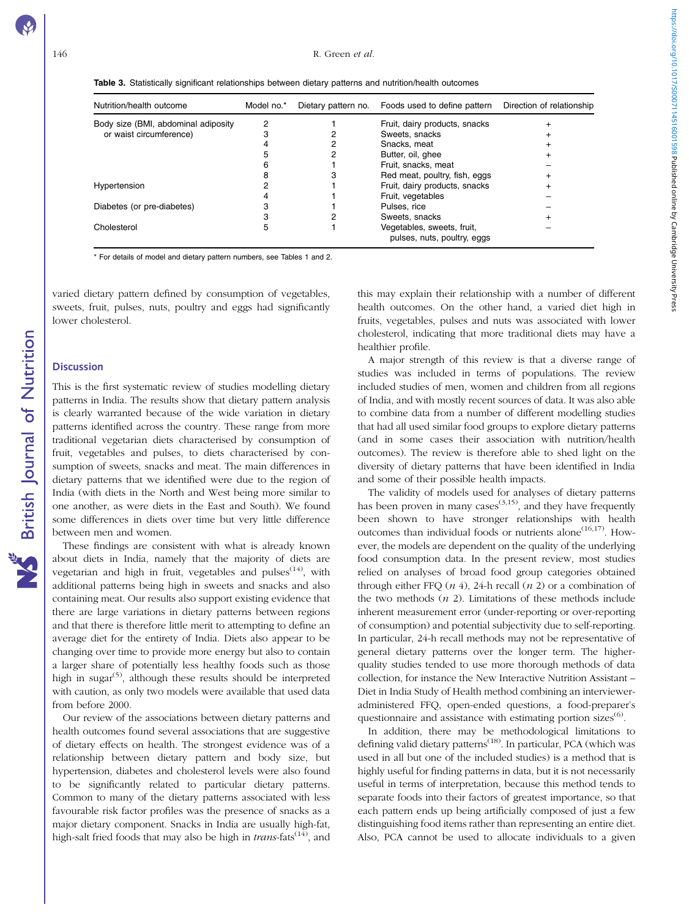**Table 3.** Statistically significant relationships between dietary patterns and nutrition/health outcomes

| Nutrition/health outcome | Model no.* | Dietary pattern no. | Foods used to define pattern | Direction of relationship |
|---|---|---|---|---|
| Body size (BMI, abdominal adiposity or waist circumference) | 2 | 1 | Fruit, dairy products, snacks | + |
| | 3 | 2 | Sweets, snacks | + |
| | 4 | 2 | Snacks, meat | + |
| | 5 | 2 | Butter, oil, ghee | + |
| | 6 | 1 | Fruit, snacks, meat | – |
| | 8 | 3 | Red meat, poultry, fish, eggs | + |
| Hypertension | 2 | 1 | Fruit, dairy products, snacks | + |
| | 4 | 1 | Fruit, vegetables | – |
| Diabetes (or pre-diabetes) | 3 | 1 | Pulses, rice | – |
| | 3 | 2 | Sweets, snacks | + |
| Cholesterol | 5 | 1 | Vegetables, sweets, fruit, pulses, nuts, poultry, eggs | – |

\* For details of model and dietary pattern numbers, see Tables 1 and 2.

varied dietary pattern defined by consumption of vegetables, sweets, fruit, pulses, nuts, poultry and eggs had significantly lower cholesterol.

## Discussion

This is the first systematic review of studies modelling dietary patterns in India. The results show that dietary pattern analysis is clearly warranted because of the wide variation in dietary patterns identified across the country. These range from more traditional vegetarian diets characterised by consumption of fruit, vegetables and pulses, to diets characterised by consumption of sweets, snacks and meat. The main differences in dietary patterns that we identified were due to the region of India (with diets in the North and West being more similar to one another, as were diets in the East and South). We found some differences in diets over time but very little difference between men and women.

These findings are consistent with what is already known about diets in India, namely that the majority of diets are vegetarian and high in fruit, vegetables and pulses[14], with additional patterns being high in sweets and snacks and also containing meat. Our results also support existing evidence that there are large variations in dietary patterns between regions and that there is therefore little merit to attempting to define an average diet for the entirety of India. Diets also appear to be changing over time to provide more energy but also to contain a larger share of potentially less healthy foods such as those high in sugar[5], although these results should be interpreted with caution, as only two models were available that used data from before 2000.

Our review of the associations between dietary patterns and health outcomes found several associations that are suggestive of dietary effects on health. The strongest evidence was of a relationship between dietary pattern and body size, but hypertension, diabetes and cholesterol levels were also found to be significantly related to particular dietary patterns. Common to many of the dietary patterns associated with less favourable risk factor profiles was the presence of snacks as a major dietary component. Snacks in India are usually high-fat, high-salt fried foods that may also be high in *trans*-fats[14], and this may explain their relationship with a number of different health outcomes. On the other hand, a varied diet high in fruits, vegetables, pulses and nuts was associated with lower cholesterol, indicating that more traditional diets may have a healthier profile.

A major strength of this review is that a diverse range of studies was included in terms of populations. The review included studies of men, women and children from all regions of India, and with mostly recent sources of data. It was also able to combine data from a number of different modelling studies that had all used similar food groups to explore dietary patterns (and in some cases their association with nutrition/health outcomes). The review is therefore able to shed light on the diversity of dietary patterns that have been identified in India and some of their possible health impacts.

The validity of models used for analyses of dietary patterns has been proven in many cases[3,15], and they have frequently been shown to have stronger relationships with health outcomes than individual foods or nutrients alone[16,17]. However, the models are dependent on the quality of the underlying food consumption data. In the present review, most studies relied on analyses of broad food group categories obtained through either FFQ (*n* 4), 24-h recall (*n* 2) or a combination of the two methods (*n* 2). Limitations of these methods include inherent measurement error (under-reporting or over-reporting of consumption) and potential subjectivity due to self-reporting. In particular, 24-h recall methods may not be representative of general dietary patterns over the longer term. The higher-quality studies tended to use more thorough methods of data collection, for instance the New Interactive Nutrition Assistant – Diet in India Study of Health method combining an interviewer-administered FFQ, open-ended questions, a food-preparer's questionnaire and assistance with estimating portion sizes[6].

In addition, there may be methodological limitations to defining valid dietary patterns[18]. In particular, PCA (which was used in all but one of the included studies) is a method that is highly useful for finding patterns in data, but it is not necessarily useful in terms of interpretation, because this method tends to separate foods into their factors of greatest importance, so that each pattern ends up being artificially composed of just a few distinguishing food items rather than representing an entire diet. Also, PCA cannot be used to allocate individuals to a given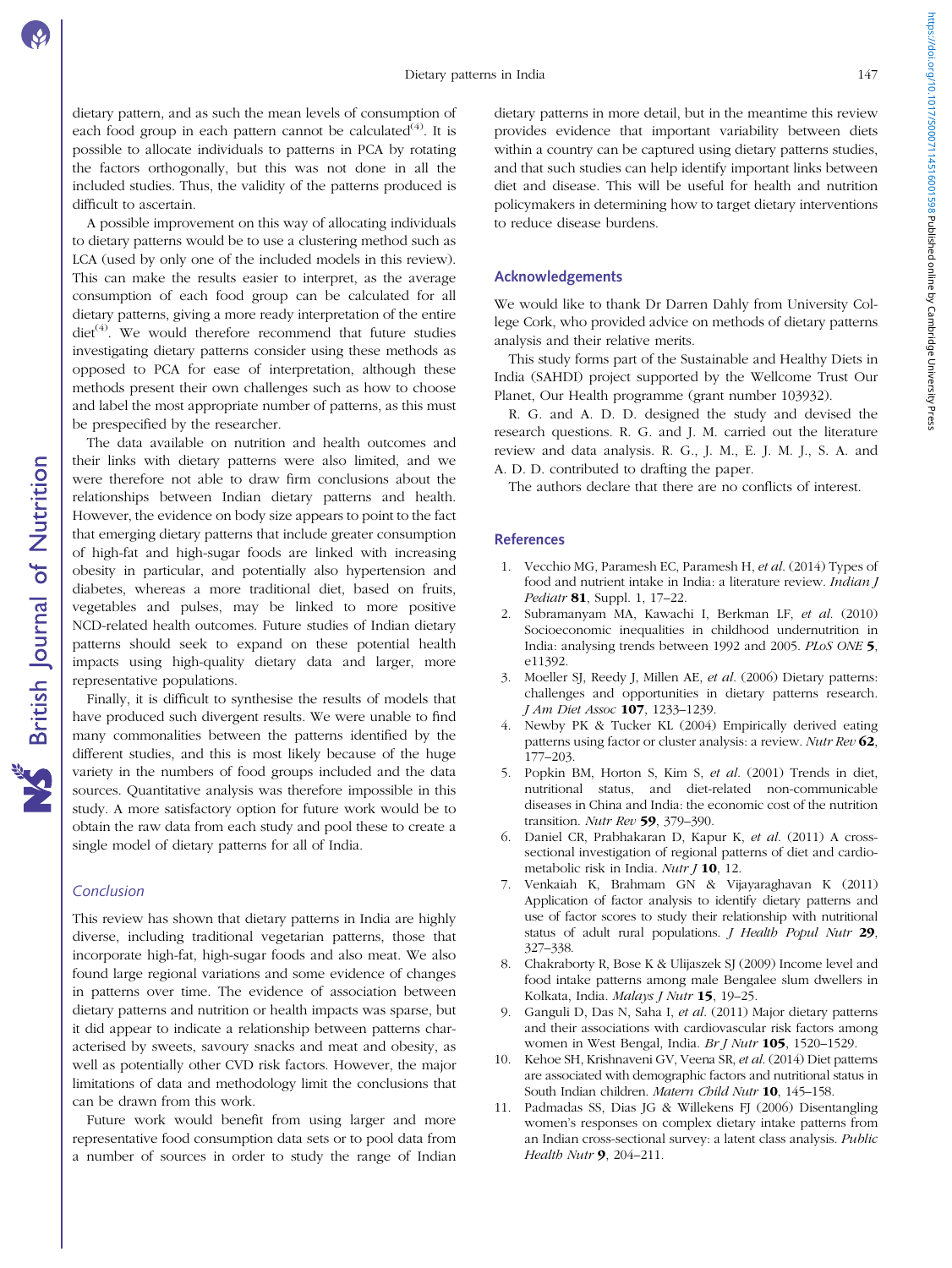dietary pattern, and as such the mean levels of consumption of each food group in each pattern cannot be calculated[4]. It is possible to allocate individuals to patterns in PCA by rotating the factors orthogonally, but this was not done in all the included studies. Thus, the validity of the patterns produced is difficult to ascertain.

A possible improvement on this way of allocating individuals to dietary patterns would be to use a clustering method such as LCA (used by only one of the included models in this review). This can make the results easier to interpret, as the average consumption of each food group can be calculated for all dietary patterns, giving a more ready interpretation of the entire diet[4]. We would therefore recommend that future studies investigating dietary patterns consider using these methods as opposed to PCA for ease of interpretation, although these methods present their own challenges such as how to choose and label the most appropriate number of patterns, as this must be prespecified by the researcher.

The data available on nutrition and health outcomes and their links with dietary patterns were also limited, and we were therefore not able to draw firm conclusions about the relationships between Indian dietary patterns and health. However, the evidence on body size appears to point to the fact that emerging dietary patterns that include greater consumption of high-fat and high-sugar foods are linked with increasing obesity in particular, and potentially also hypertension and diabetes, whereas a more traditional diet, based on fruits, vegetables and pulses, may be linked to more positive NCD-related health outcomes. Future studies of Indian dietary patterns should seek to expand on these potential health impacts using high-quality dietary data and larger, more representative populations.

Finally, it is difficult to synthesise the results of models that have produced such divergent results. We were unable to find many commonalities between the patterns identified by the different studies, and this is most likely because of the huge variety in the numbers of food groups included and the data sources. Quantitative analysis was therefore impossible in this study. A more satisfactory option for future work would be to obtain the raw data from each study and pool these to create a single model of dietary patterns for all of India.

### *Conclusion*

This review has shown that dietary patterns in India are highly diverse, including traditional vegetarian patterns, those that incorporate high-fat, high-sugar foods and also meat. We also found large regional variations and some evidence of changes in patterns over time. The evidence of association between dietary patterns and nutrition or health impacts was sparse, but it did appear to indicate a relationship between patterns characterised by sweets, savoury snacks and meat and obesity, as well as potentially other CVD risk factors. However, the major limitations of data and methodology limit the conclusions that can be drawn from this work.

Future work would benefit from using larger and more representative food consumption data sets or to pool data from a number of sources in order to study the range of Indian dietary patterns in more detail, but in the meantime this review provides evidence that important variability between diets within a country can be captured using dietary patterns studies, and that such studies can help identify important links between diet and disease. This will be useful for health and nutrition policymakers in determining how to target dietary interventions to reduce disease burdens.

## Acknowledgements

We would like to thank Dr Darren Dahly from University College Cork, who provided advice on methods of dietary patterns analysis and their relative merits.

This study forms part of the Sustainable and Healthy Diets in India (SAHDI) project supported by the Wellcome Trust Our Planet, Our Health programme (grant number 103932).

R. G. and A. D. D. designed the study and devised the research questions. R. G. and J. M. carried out the literature review and data analysis. R. G., J. M., E. J. M. J., S. A. and A. D. D. contributed to drafting the paper.

The authors declare that there are no conflicts of interest.

## References

1. Vecchio MG, Paramesh EC, Paramesh H, *et al.* (2014) Types of food and nutrient intake in India: a literature review. *Indian J Pediatr* **81**, Suppl. 1, 17–22.
2. Subramanyam MA, Kawachi I, Berkman LF, *et al.* (2010) Socioeconomic inequalities in childhood undernutrition in India: analysing trends between 1992 and 2005. *PLoS ONE* **5**, e11392.
3. Moeller SJ, Reedy J, Millen AE, *et al.* (2006) Dietary patterns: challenges and opportunities in dietary patterns research. *J Am Diet Assoc* **107**, 1233–1239.
4. Newby PK & Tucker KL (2004) Empirically derived eating patterns using factor or cluster analysis: a review. *Nutr Rev* **62**, 177–203.
5. Popkin BM, Horton S, Kim S, *et al.* (2001) Trends in diet, nutritional status, and diet-related non-communicable diseases in China and India: the economic cost of the nutrition transition. *Nutr Rev* **59**, 379–390.
6. Daniel CR, Prabhakaran D, Kapur K, *et al.* (2011) A cross-sectional investigation of regional patterns of diet and cardio-metabolic risk in India. *Nutr J* **10**, 12.
7. Venkaiah K, Brahmam GN & Vijayaraghavan K (2011) Application of factor analysis to identify dietary patterns and use of factor scores to study their relationship with nutritional status of adult rural populations. *J Health Popul Nutr* **29**, 327–338.
8. Chakraborty R, Bose K & Ulijaszek SJ (2009) Income level and food intake patterns among male Bengalee slum dwellers in Kolkata, India. *Malays J Nutr* **15**, 19–25.
9. Ganguli D, Das N, Saha I, *et al.* (2011) Major dietary patterns and their associations with cardiovascular risk factors among women in West Bengal, India. *Br J Nutr* **105**, 1520–1529.
10. Kehoe SH, Krishnaveni GV, Veena SR, *et al.* (2014) Diet patterns are associated with demographic factors and nutritional status in South Indian children. *Matern Child Nutr* **10**, 145–158.
11. Padmadas SS, Dias JG & Willekens FJ (2006) Disentangling women's responses on complex dietary intake patterns from an Indian cross-sectional survey: a latent class analysis. *Public Health Nutr* **9**, 204–211.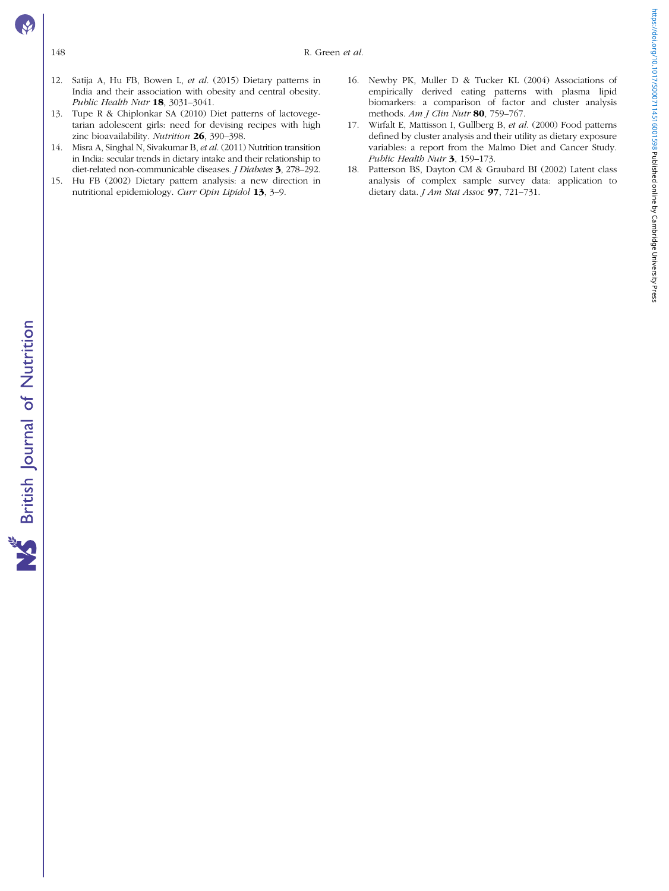12. Satija A, Hu FB, Bowen L, *et al*. (2015) Dietary patterns in India and their association with obesity and central obesity. *Public Health Nutr* **18**, 3031–3041.
13. Tupe R & Chiplonkar SA (2010) Diet patterns of lactovegetarian adolescent girls: need for devising recipes with high zinc bioavailability. *Nutrition* **26**, 390–398.
14. Misra A, Singhal N, Sivakumar B, *et al*. (2011) Nutrition transition in India: secular trends in dietary intake and their relationship to diet-related non-communicable diseases. *J Diabetes* **3**, 278–292.
15. Hu FB (2002) Dietary pattern analysis: a new direction in nutritional epidemiology. *Curr Opin Lipidol* **13**, 3–9.
16. Newby PK, Muller D & Tucker KL (2004) Associations of empirically derived eating patterns with plasma lipid biomarkers: a comparison of factor and cluster analysis methods. *Am J Clin Nutr* **80**, 759–767.
17. Wirfalt E, Mattisson I, Gullberg B, *et al*. (2000) Food patterns defined by cluster analysis and their utility as dietary exposure variables: a report from the Malmo Diet and Cancer Study. *Public Health Nutr* **3**, 159–173.
18. Patterson BS, Dayton CM & Graubard BI (2002) Latent class analysis of complex sample survey data: application to dietary data. *J Am Stat Assoc* **97**, 721–731.